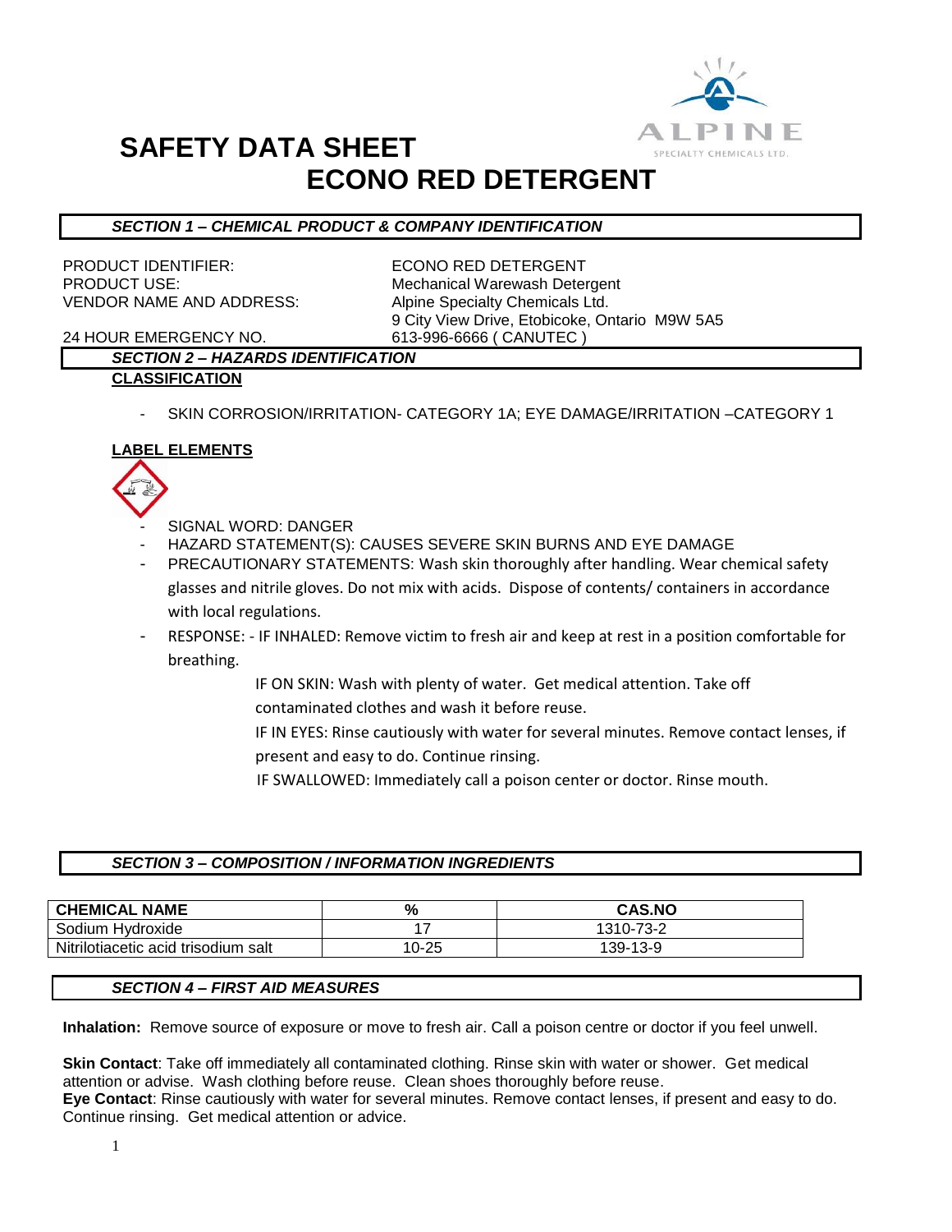# SAFETY DATA SHEET

# ECONO RED DETERGENT

## *SECTION 1 – CHEMICAL PRODUCT & COMPANY IDENTIFICATION*

PRODUCT IDENTIFIER: ECONO RED DETERGENT
PRODUCT USE: Mechanical Warewash Detergent
VENDOR NAME AND ADDRESS: Alpine Specialty Chemicals Ltd.
9 City View Drive, Etobicoke, Ontario M9W 5A5
24 HOUR EMERGENCY NO. 613-996-6666 ( CANUTEC )

## *SECTION 2 – HAZARDS IDENTIFICATION*

**CLASSIFICATION**

- SKIN CORROSION/IRRITATION- CATEGORY 1A; EYE DAMAGE/IRRITATION –CATEGORY 1

**LABEL ELEMENTS**

- SIGNAL WORD: DANGER
- HAZARD STATEMENT(S): CAUSES SEVERE SKIN BURNS AND EYE DAMAGE
- PRECAUTIONARY STATEMENTS: Wash skin thoroughly after handling. Wear chemical safety glasses and nitrile gloves. Do not mix with acids. Dispose of contents/ containers in accordance with local regulations.
- RESPONSE: - IF INHALED: Remove victim to fresh air and keep at rest in a position comfortable for breathing.

  IF ON SKIN: Wash with plenty of water. Get medical attention. Take off contaminated clothes and wash it before reuse.

  IF IN EYES: Rinse cautiously with water for several minutes. Remove contact lenses, if present and easy to do. Continue rinsing.

  IF SWALLOWED: Immediately call a poison center or doctor. Rinse mouth.

## *SECTION 3 – COMPOSITION / INFORMATION INGREDIENTS*

| CHEMICAL NAME | % | CAS.NO |
|---|---|---|
| Sodium Hydroxide | 17 | 1310-73-2 |
| Nitrilotiacetic acid trisodium salt | 10-25 | 139-13-9 |

## *SECTION 4 – FIRST AID MEASURES*

**Inhalation:** Remove source of exposure or move to fresh air. Call a poison centre or doctor if you feel unwell.

**Skin Contact**: Take off immediately all contaminated clothing. Rinse skin with water or shower. Get medical attention or advise. Wash clothing before reuse. Clean shoes thoroughly before reuse.
**Eye Contact**: Rinse cautiously with water for several minutes. Remove contact lenses, if present and easy to do. Continue rinsing. Get medical attention or advice.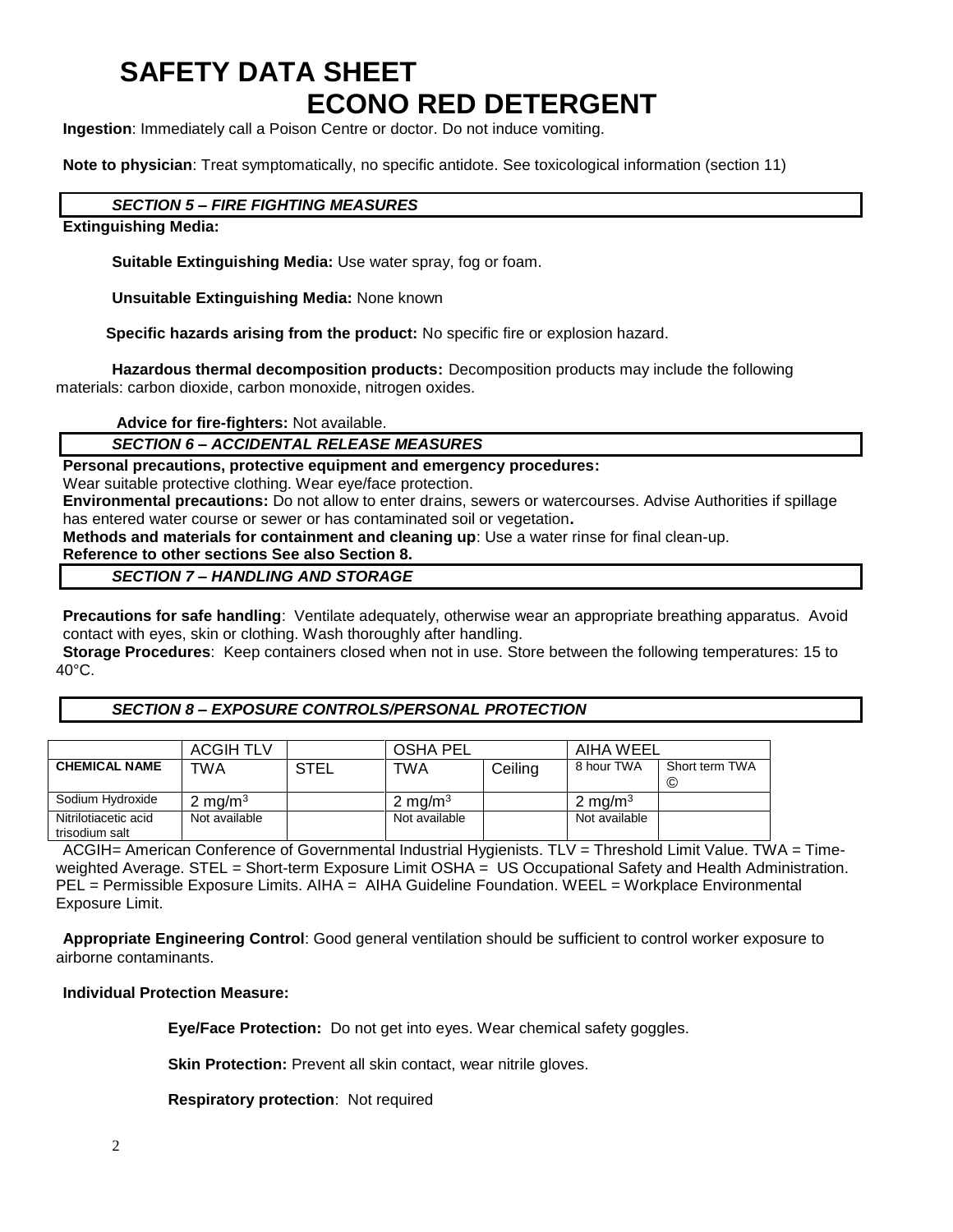**Ingestion**: Immediately call a Poison Centre or doctor. Do not induce vomiting.

**Note to physician**: Treat symptomatically, no specific antidote. See toxicological information (section 11)

## *SECTION 5 – FIRE FIGHTING MEASURES*

**Extinguishing Media:**

**Suitable Extinguishing Media:** Use water spray, fog or foam.

**Unsuitable Extinguishing Media:** None known

**Specific hazards arising from the product:** No specific fire or explosion hazard.

**Hazardous thermal decomposition products:** Decomposition products may include the following materials: carbon dioxide, carbon monoxide, nitrogen oxides.

**Advice for fire-fighters:** Not available.

## *SECTION 6 – ACCIDENTAL RELEASE MEASURES*

**Personal precautions, protective equipment and emergency procedures:**
Wear suitable protective clothing. Wear eye/face protection.
**Environmental precautions:** Do not allow to enter drains, sewers or watercourses. Advise Authorities if spillage has entered water course or sewer or has contaminated soil or vegetation**.**
**Methods and materials for containment and cleaning up**: Use a water rinse for final clean-up.
**Reference to other sections See also Section 8.**

## *SECTION 7 – HANDLING AND STORAGE*

**Precautions for safe handling**: Ventilate adequately, otherwise wear an appropriate breathing apparatus. Avoid contact with eyes, skin or clothing. Wash thoroughly after handling.
**Storage Procedures**: Keep containers closed when not in use. Store between the following temperatures: 15 to 40°C.

## *SECTION 8 – EXPOSURE CONTROLS/PERSONAL PROTECTION*

| | ACGIH TLV | | OSHA PEL | | AIHA WEEL | |
|---|---|---|---|---|---|---|
| **CHEMICAL NAME** | TWA | STEL | TWA | Ceiling | 8 hour TWA | Short term TWA © |
| Sodium Hydroxide | 2 mg/m$^3$ | | 2 mg/m$^3$ | | 2 mg/m$^3$ | |
| Nitrilotiacetic acid trisodium salt | Not available | | Not available | | Not available | |

ACGIH= American Conference of Governmental Industrial Hygienists. TLV = Threshold Limit Value. TWA = Time-weighted Average. STEL = Short-term Exposure Limit OSHA = US Occupational Safety and Health Administration. PEL = Permissible Exposure Limits. AIHA = AIHA Guideline Foundation. WEEL = Workplace Environmental Exposure Limit.

**Appropriate Engineering Control**: Good general ventilation should be sufficient to control worker exposure to airborne contaminants.

**Individual Protection Measure:**

**Eye/Face Protection:** Do not get into eyes. Wear chemical safety goggles.

**Skin Protection:** Prevent all skin contact, wear nitrile gloves.

**Respiratory protection**: Not required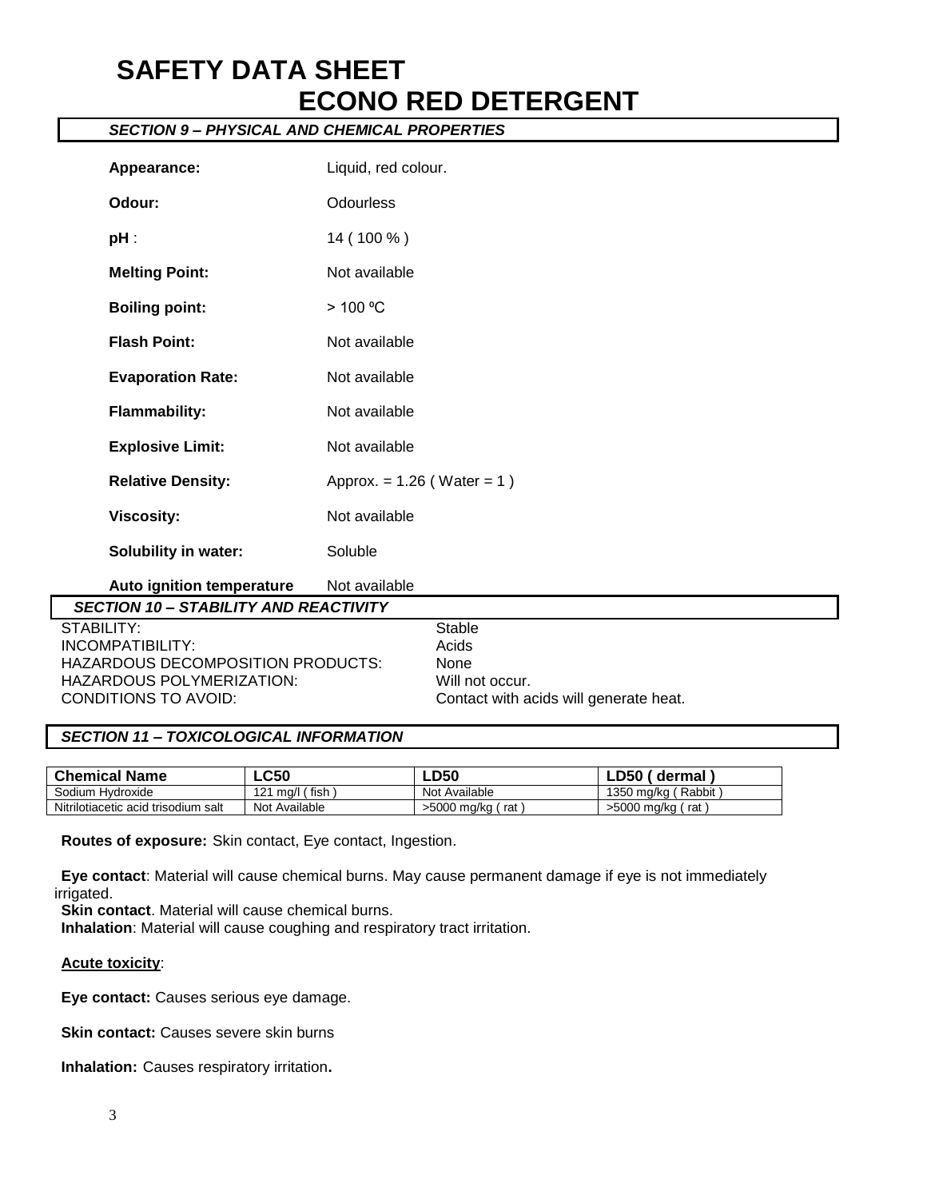# SAFETY DATA SHEET

## ECONO RED DETERGENT

### *SECTION 9 – PHYSICAL AND CHEMICAL PROPERTIES*

| | |
|---|---|
| **Appearance:** | Liquid, red colour. |
| **Odour:** | Odourless |
| **pH** : | 14 ( 100 % ) |
| **Melting Point:** | Not available |
| **Boiling point:** | > 100 ºC |
| **Flash Point:** | Not available |
| **Evaporation Rate:** | Not available |
| **Flammability:** | Not available |
| **Explosive Limit:** | Not available |
| **Relative Density:** | Approx. = 1.26 ( Water = 1 ) |
| **Viscosity:** | Not available |
| **Solubility in water:** | Soluble |
| **Auto ignition temperature** | Not available |

### *SECTION 10 – STABILITY AND REACTIVITY*

| | |
|---|---|
| STABILITY: | Stable |
| INCOMPATIBILITY: | Acids |
| HAZARDOUS DECOMPOSITION PRODUCTS: | None |
| HAZARDOUS POLYMERIZATION: | Will not occur. |
| CONDITIONS TO AVOID: | Contact with acids will generate heat. |

### *SECTION 11 – TOXICOLOGICAL INFORMATION*

| Chemical Name | LC50 | LD50 | LD50 ( dermal ) |
|---|---|---|---|
| Sodium Hydroxide | 121 mg/l ( fish ) | Not Available | 1350 mg/kg ( Rabbit ) |
| Nitrilotiacetic acid trisodium salt | Not Available | >5000 mg/kg ( rat ) | >5000 mg/kg ( rat ) |

**Routes of exposure:** Skin contact, Eye contact, Ingestion.

**Eye contact**: Material will cause chemical burns. May cause permanent damage if eye is not immediately irrigated.
**Skin contact**. Material will cause chemical burns.
**Inhalation**: Material will cause coughing and respiratory tract irritation.

**Acute toxicity**:

**Eye contact:** Causes serious eye damage.

**Skin contact:** Causes severe skin burns

**Inhalation:** Causes respiratory irritation**.**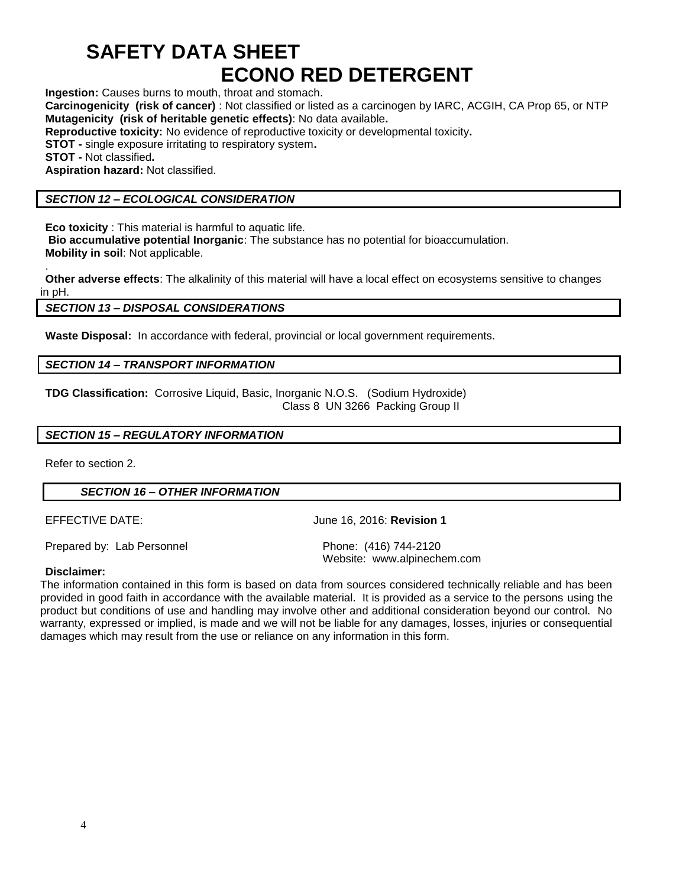**Ingestion:** Causes burns to mouth, throat and stomach.
**Carcinogenicity (risk of cancer)** : Not classified or listed as a carcinogen by IARC, ACGIH, CA Prop 65, or NTP
**Mutagenicity (risk of heritable genetic effects)**: No data available**.**
**Reproductive toxicity:** No evidence of reproductive toxicity or developmental toxicity**.**
**STOT -** single exposure irritating to respiratory system**.**
**STOT -** Not classified**.**
**Aspiration hazard:** Not classified.

## *SECTION 12 – ECOLOGICAL CONSIDERATION*

**Eco toxicity** : This material is harmful to aquatic life.
**Bio accumulative potential Inorganic**: The substance has no potential for bioaccumulation.
**Mobility in soil**: Not applicable.
.
**Other adverse effects**: The alkalinity of this material will have a local effect on ecosystems sensitive to changes in pH.

## *SECTION 13 – DISPOSAL CONSIDERATIONS*

**Waste Disposal:** In accordance with federal, provincial or local government requirements.

## *SECTION 14 – TRANSPORT INFORMATION*

**TDG Classification:** Corrosive Liquid, Basic, Inorganic N.O.S. (Sodium Hydroxide)
Class 8 UN 3266 Packing Group II

## *SECTION 15 – REGULATORY INFORMATION*

Refer to section 2.

## *SECTION 16 – OTHER INFORMATION*

EFFECTIVE DATE: June 16, 2016: **Revision 1**

Prepared by: Lab Personnel

Phone: (416) 744-2120
Website: www.alpinechem.com

**Disclaimer:**
The information contained in this form is based on data from sources considered technically reliable and has been provided in good faith in accordance with the available material. It is provided as a service to the persons using the product but conditions of use and handling may involve other and additional consideration beyond our control. No warranty, expressed or implied, is made and we will not be liable for any damages, losses, injuries or consequential damages which may result from the use or reliance on any information in this form.